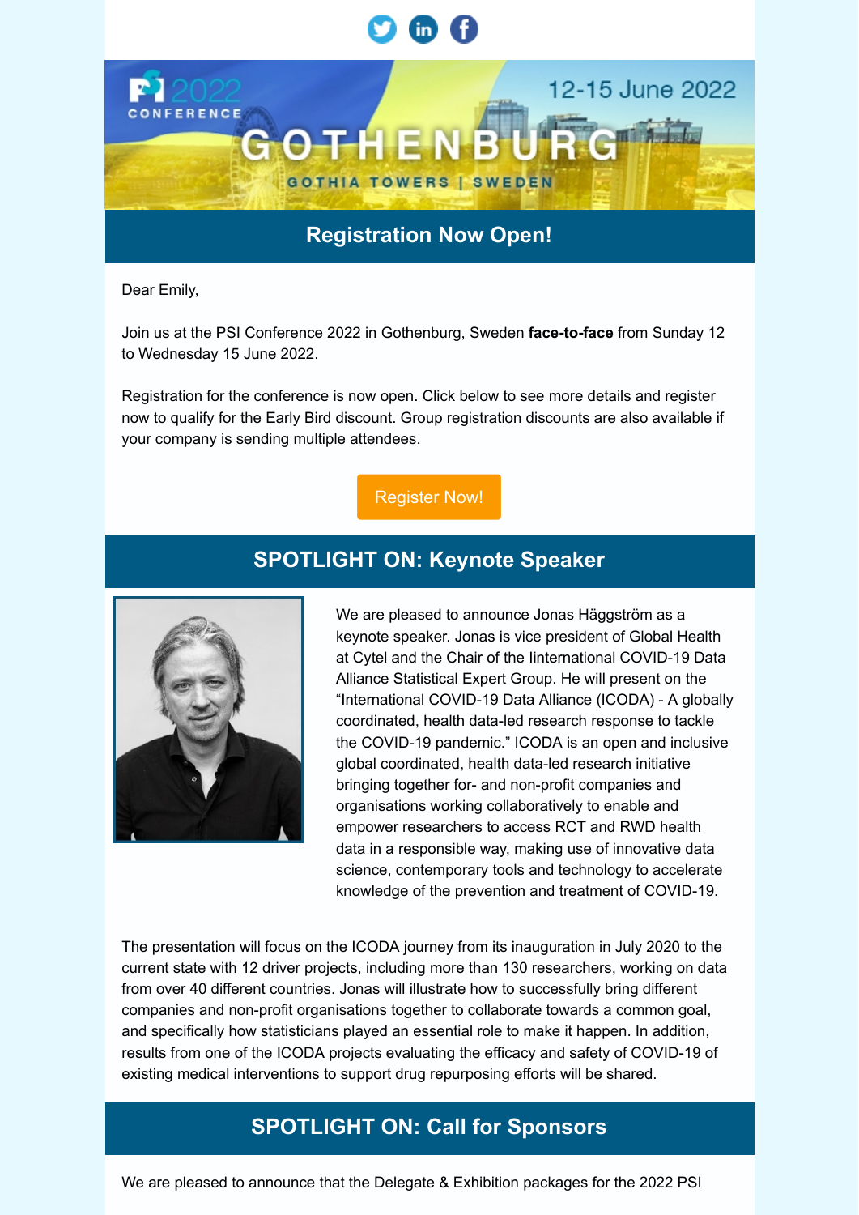PSI 2022 CONFERENCE

12-15 June 2022

GOTHENBURG

GOTHIA TOWERS | SWEDEN

## Registration Now Open!

Dear Emily,

Join us at the PSI Conference 2022 in Gothenburg, Sweden **face-to-face** from Sunday 12 to Wednesday 15 June 2022.

Registration for the conference is now open. Click below to see more details and register now to qualify for the Early Bird discount. Group registration discounts are also available if your company is sending multiple attendees.

Register Now!

## SPOTLIGHT ON: Keynote Speaker

We are pleased to announce Jonas Häggström as a keynote speaker. Jonas is vice president of Global Health at Cytel and the Chair of the Iinternational COVID-19 Data Alliance Statistical Expert Group. He will present on the "International COVID-19 Data Alliance (ICODA) - A globally coordinated, health data-led research response to tackle the COVID-19 pandemic." ICODA is an open and inclusive global coordinated, health data-led research initiative bringing together for- and non-profit companies and organisations working collaboratively to enable and empower researchers to access RCT and RWD health data in a responsible way, making use of innovative data science, contemporary tools and technology to accelerate knowledge of the prevention and treatment of COVID-19.

The presentation will focus on the ICODA journey from its inauguration in July 2020 to the current state with 12 driver projects, including more than 130 researchers, working on data from over 40 different countries. Jonas will illustrate how to successfully bring different companies and non-profit organisations together to collaborate towards a common goal, and specifically how statisticians played an essential role to make it happen. In addition, results from one of the ICODA projects evaluating the efficacy and safety of COVID-19 of existing medical interventions to support drug repurposing efforts will be shared.

## SPOTLIGHT ON: Call for Sponsors

We are pleased to announce that the Delegate & Exhibition packages for the 2022 PSI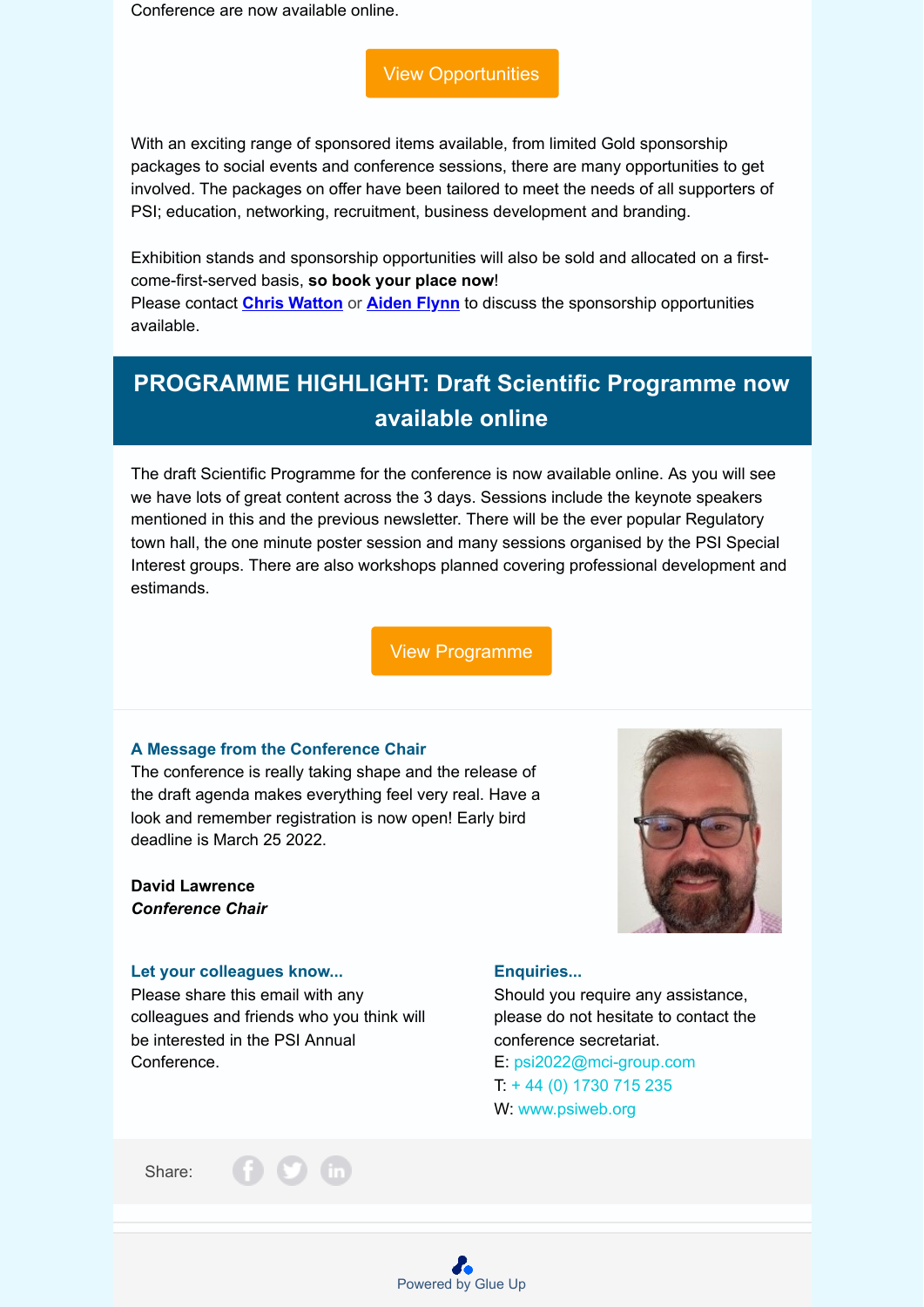Conference are now available online.

View Opportunities

With an exciting range of sponsored items available, from limited Gold sponsorship packages to social events and conference sessions, there are many opportunities to get involved. The packages on offer have been tailored to meet the needs of all supporters of PSI; education, networking, recruitment, business development and branding.

Exhibition stands and sponsorship opportunities will also be sold and allocated on a first-come-first-served basis, **so book your place now**!
Please contact **Chris Watton** or **Aiden Flynn** to discuss the sponsorship opportunities available.

## PROGRAMME HIGHLIGHT: Draft Scientific Programme now available online

The draft Scientific Programme for the conference is now available online. As you will see we have lots of great content across the 3 days. Sessions include the keynote speakers mentioned in this and the previous newsletter. There will be the ever popular Regulatory town hall, the one minute poster session and many sessions organised by the PSI Special Interest groups. There are also workshops planned covering professional development and estimands.

View Programme

### A Message from the Conference Chair

The conference is really taking shape and the release of the draft agenda makes everything feel very real. Have a look and remember registration is now open! Early bird deadline is March 25 2022.

**David Lawrence**
***Conference Chair***

### Let your colleagues know...

Please share this email with any colleagues and friends who you think will be interested in the PSI Annual Conference.

### Enquiries...

Should you require any assistance, please do not hesitate to contact the conference secretariat.
E: psi2022@mci-group.com
T: + 44 (0) 1730 715 235
W: www.psiweb.org

Share:

Powered by Glue Up